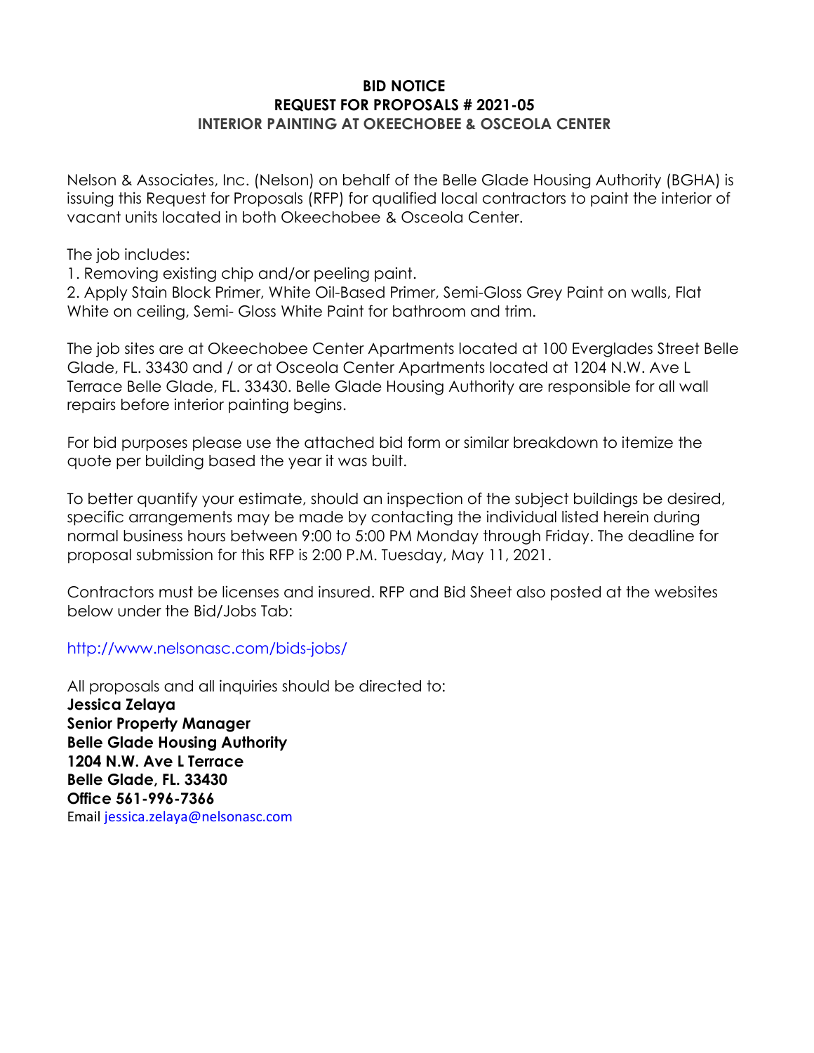# BID NOTICE
## REQUEST FOR PROPOSALS # 2021-05
### INTERIOR PAINTING AT OKEECHOBEE & OSCEOLA CENTER

Nelson & Associates, Inc. (Nelson) on behalf of the Belle Glade Housing Authority (BGHA) is issuing this Request for Proposals (RFP) for qualified local contractors to paint the interior of vacant units located in both Okeechobee & Osceola Center.

The job includes:

1. Removing existing chip and/or peeling paint.
2. Apply Stain Block Primer, White Oil-Based Primer, Semi-Gloss Grey Paint on walls, Flat White on ceiling, Semi- Gloss White Paint for bathroom and trim.

The job sites are at Okeechobee Center Apartments located at 100 Everglades Street Belle Glade, FL. 33430 and / or at Osceola Center Apartments located at 1204 N.W. Ave L Terrace Belle Glade, FL. 33430. Belle Glade Housing Authority are responsible for all wall repairs before interior painting begins.

For bid purposes please use the attached bid form or similar breakdown to itemize the quote per building based the year it was built.

To better quantify your estimate, should an inspection of the subject buildings be desired, specific arrangements may be made by contacting the individual listed herein during normal business hours between 9:00 to 5:00 PM Monday through Friday. The deadline for proposal submission for this RFP is 2:00 P.M. Tuesday, May 11, 2021.

Contractors must be licenses and insured. RFP and Bid Sheet also posted at the websites below under the Bid/Jobs Tab:

http://www.nelsonasc.com/bids-jobs/

All proposals and all inquiries should be directed to:
**Jessica Zelaya**
**Senior Property Manager**
**Belle Glade Housing Authority**
**1204 N.W. Ave L Terrace**
**Belle Glade, FL. 33430**
**Office 561-996-7366**
Email jessica.zelaya@nelsonasc.com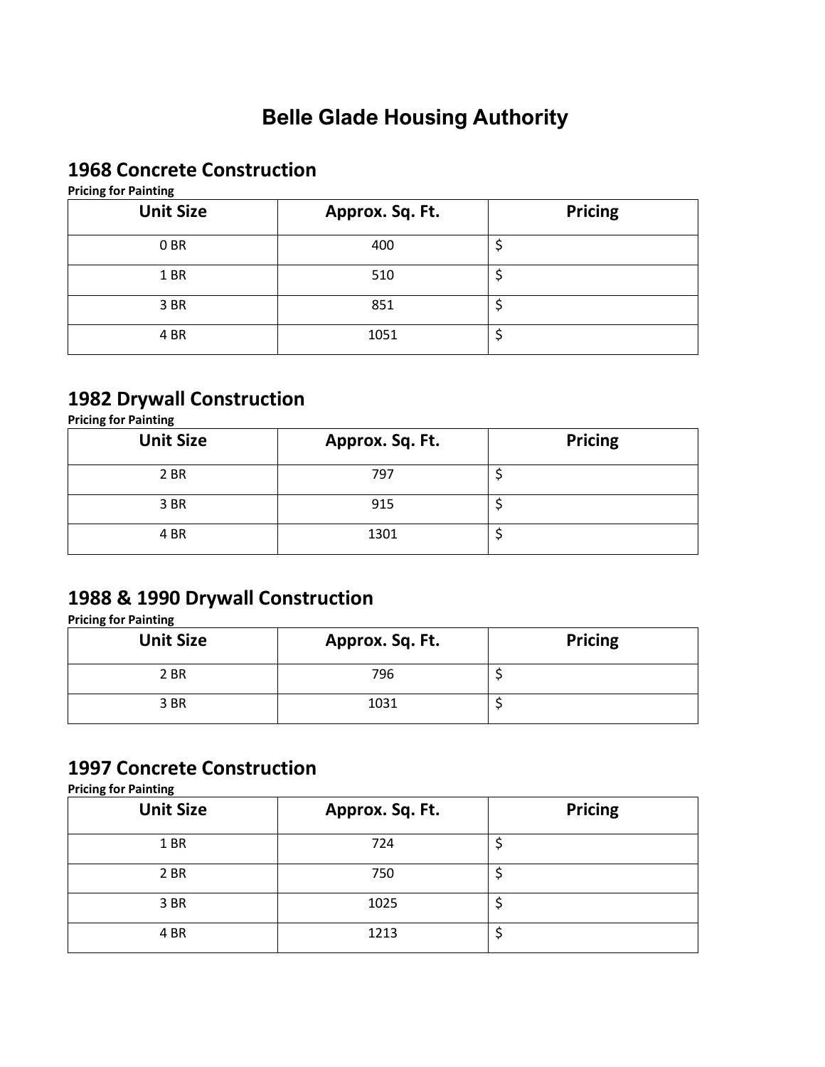# Belle Glade Housing Authority

## 1968 Concrete Construction

**Pricing for Painting**

| Unit Size | Approx. Sq. Ft. | Pricing |
|---|---|---|
| 0 BR | 400 | $ |
| 1 BR | 510 | $ |
| 3 BR | 851 | $ |
| 4 BR | 1051 | $ |

## 1982 Drywall Construction

**Pricing for Painting**

| Unit Size | Approx. Sq. Ft. | Pricing |
|---|---|---|
| 2 BR | 797 | $ |
| 3 BR | 915 | $ |
| 4 BR | 1301 | $ |

## 1988 & 1990 Drywall Construction

**Pricing for Painting**

| Unit Size | Approx. Sq. Ft. | Pricing |
|---|---|---|
| 2 BR | 796 | $ |
| 3 BR | 1031 | $ |

## 1997 Concrete Construction

**Pricing for Painting**

| Unit Size | Approx. Sq. Ft. | Pricing |
|---|---|---|
| 1 BR | 724 | $ |
| 2 BR | 750 | $ |
| 3 BR | 1025 | $ |
| 4 BR | 1213 | $ |